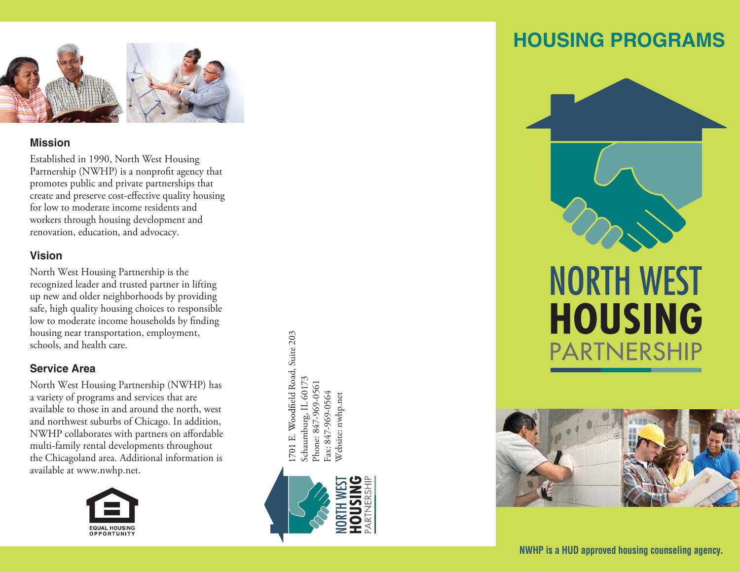## Mission

Established in 1990, North West Housing Partnership (NWHP) is a nonprofit agency that promotes public and private partnerships that create and preserve cost-effective quality housing for low to moderate income residents and workers through housing development and renovation, education, and advocacy.

## Vision

North West Housing Partnership is the recognized leader and trusted partner in lifting up new and older neighborhoods by providing safe, high quality housing choices to responsible low to moderate income households by finding housing near transportation, employment, schools, and health care.

## Service Area

North West Housing Partnership (NWHP) has a variety of programs and services that are available to those in and around the north, west and northwest suburbs of Chicago. In addition, NWHP collaborates with partners on affordable multi-family rental developments throughout the Chicagoland area. Additional information is available at www.nwhp.net.

EQUAL HOUSING OPPORTUNITY

1701 E. Woodfield Road, Suite 203
Schaumburg, IL 60173
Phone: 847-969-0561
Fax: 847-969-0564
Website: nwhp.net

NORTH WEST HOUSING PARTNERSHIP

# HOUSING PROGRAMS

NORTH WEST HOUSING PARTNERSHIP

**NWHP is a HUD approved housing counseling agency.**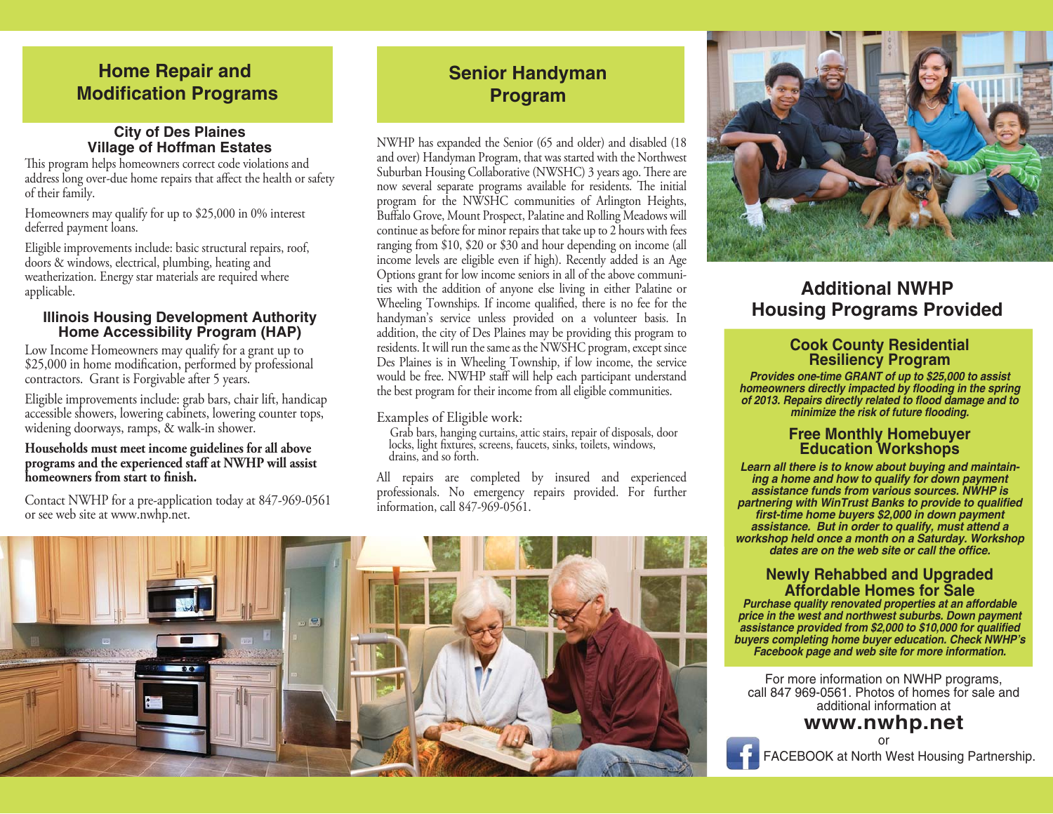## Home Repair and Modification Programs

### City of Des Plaines
### Village of Hoffman Estates

This program helps homeowners correct code violations and address long over-due home repairs that affect the health or safety of their family.

Homeowners may qualify for up to $25,000 in 0% interest deferred payment loans.

Eligible improvements include: basic structural repairs, roof, doors & windows, electrical, plumbing, heating and weatherization. Energy star materials are required where applicable.

### Illinois Housing Development Authority Home Accessibility Program (HAP)

Low Income Homeowners may qualify for a grant up to $25,000 in home modification, performed by professional contractors. Grant is Forgivable after 5 years.

Eligible improvements include: grab bars, chair lift, handicap accessible showers, lowering cabinets, lowering counter tops, widening doorways, ramps, & walk-in shower.

**Households must meet income guidelines for all above programs and the experienced staff at NWHP will assist homeowners from start to finish.**

Contact NWHP for a pre-application today at 847-969-0561 or see web site at www.nwhp.net.

## Senior Handyman Program

NWHP has expanded the Senior (65 and older) and disabled (18 and over) Handyman Program, that was started with the Northwest Suburban Housing Collaborative (NWSHC) 3 years ago. There are now several separate programs available for residents. The initial program for the NWSHC communities of Arlington Heights, Buffalo Grove, Mount Prospect, Palatine and Rolling Meadows will continue as before for minor repairs that take up to 2 hours with fees ranging from $10, $20 or $30 and hour depending on income (all income levels are eligible even if high). Recently added is an Age Options grant for low income seniors in all of the above communities with the addition of anyone else living in either Palatine or Wheeling Townships. If income qualified, there is no fee for the handyman's service unless provided on a volunteer basis. In addition, the city of Des Plaines may be providing this program to residents. It will run the same as the NWSHC program, except since Des Plaines is in Wheeling Township, if low income, the service would be free. NWHP staff will help each participant understand the best program for their income from all eligible communities.

Examples of Eligible work:

Grab bars, hanging curtains, attic stairs, repair of disposals, door locks, light fixtures, screens, faucets, sinks, toilets, windows, drains, and so forth.

All repairs are completed by insured and experienced professionals. No emergency repairs provided. For further information, call 847-969-0561.

## Additional NWHP Housing Programs Provided

### Cook County Residential Resiliency Program

***Provides one-time GRANT of up to $25,000 to assist homeowners directly impacted by flooding in the spring of 2013. Repairs directly related to flood damage and to minimize the risk of future flooding.***

### Free Monthly Homebuyer Education Workshops

***Learn all there is to know about buying and maintaining a home and how to qualify for down payment assistance funds from various sources. NWHP is partnering with WinTrust Banks to provide to qualified first-time home buyers $2,000 in down payment assistance. But in order to qualify, must attend a workshop held once a month on a Saturday. Workshop dates are on the web site or call the office.***

### Newly Rehabbed and Upgraded Affordable Homes for Sale

***Purchase quality renovated properties at an affordable price in the west and northwest suburbs. Down payment assistance provided from $2,000 to $10,000 for qualified buyers completing home buyer education. Check NWHP's Facebook page and web site for more information.***

For more information on NWHP programs, call 847 969-0561. Photos of homes for sale and additional information at

**www.nwhp.net**

or

FACEBOOK at North West Housing Partnership.